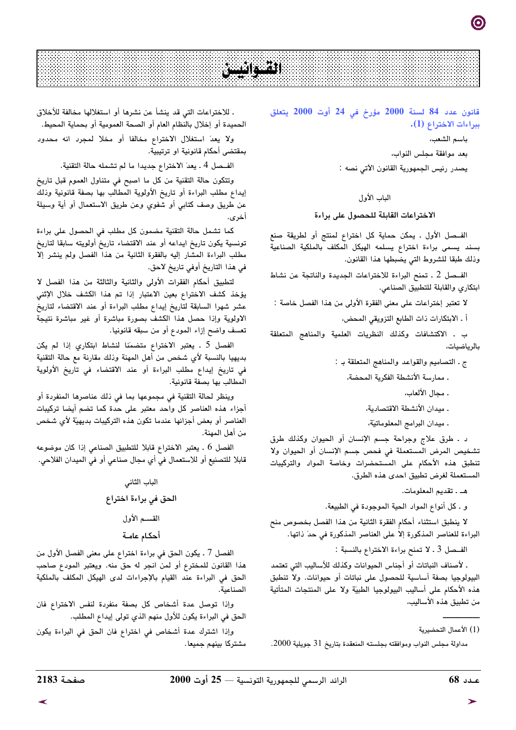# القوانين

## قانون عدد 84 لسنة 2000 مؤرخ في 24 أوت 2000 يتعلق ببراءات الاختراع (1).

باسم الشعب،

بعد موافقة مجلس النواب،

يصدر رئيس الجمهورية القانون الآتي نصه :

### الباب الأول

### الاختراعات القابلة للحصول على براءة

الفصل الأول ـ يمكن حماية كل اختراع لمنتج أو لطريقة صنع بسند يسمى براءة اختراع يسلمه الهيكل المكلف بالملكية الصناعية وذلك طبقا للشروط التي يضبطها هذا القانون.

الفصل 2 ـ تمنح البراءة للاختراعات الجديدة والناتجة عن نشاط ابتكاري والقابلة للتطبيق الصناعي.

لا تعتبر إختراعات على معنى الفقرة الأولى من هذا الفصل خاصة :

أ ـ الابتكارات ذات الطابع التزويقي المحض،

ب ـ الاكتشافات وكذلك النظريات العلمية والمناهج المتعلقة بالرياضيات،

ج ـ التصاميم والقواعد والمناهج المتعلقة بـ :

ـ ممارسة الأنشطة الفكرية المحضة،

ـ مجال الألعاب،

ـ ميدان الأنشطة الاقتصادية،

ـ ميدان البرامج المعلوماتية،

د ـ طرق علاج وجراحة جسم الإنسان أو الحيوان وكذلك طرق تشخيص المرض المستعملة في فحص جسم الإنسان أو الحيوان ولا تنطبق هذه الأحكام على المستحضرات وخاصة المواد والتركيبات المستعملة لغرض تطبيق احدى هذه الطرق.

هـ ـ تقديم المعلومات.

و ـ كل أنواع المواد الحية الموجودة في الطبيعة.

لا ينطبق استثناء أحكام الفقرة الثانية من هذا الفصل بخصوص منح البراءة للعناصر المذكورة إلا على العناصر المذكورة في حدّ ذاتها.

الفصل 3 ـ لا تمنح براءة الاختراع بالنسبة :

ـ لأصناف النباتات أو أجناس الحيوانات وكذلك للأساليب التي تعتمد البيولوجيا بصفة أساسية للحصول على نباتات أو حيوانات. ولا تنطبق هذه الأحكام على أساليب البيولوجيا الطبيّة ولا على المنتجات المتأتية من تطبيق هذه الأساليب،

ـ للاختراعات التي قد ينشأ عن نشرها أو استغلالها مخالفة للأخلاق الحميدة أو إخلال بالنظام العام أو الصحة العمومية أو بحماية المحيط.

ولا يعدّ استغلال الاختراع مخالفا أو مخلا لمجرد انه محدود بمقتضى أحكام قانونية او ترتيبية.

الفصل 4 ـ يعدّ الاختراع جديدا ما لم تشمله حالة التقنية.

وتتكون حالة التقنية من كل ما اصبح في متناول العموم قبل تاريخ إيداع مطلب البراءة أو تاريخ الأولوية المطالب بها بصفة قانونية وذلك عن طريق وصف كتابي أو شفوي وعن طريق الاستعمال أو بأية وسيلة أخرى.

كما تشمل حالة التقنية مضمون كل مطلب في الحصول على براءة تونسية يكون تاريخ ايداعه أو عند الاقتضاء تاريخ أولويته سابقا لتاريخ مطلب البراءة المشار إليه بالفقرة الثانية من هذا الفصل ولم ينشر إلا في هذا التاريخ أوفي تاريخ لاحق.

لتطبيق أحكام الفقرات الأولى والثانية والثالثة من هذا الفصل لا يؤخذ كشف الاختراع بعين الاعتبار إذا تم هذا الكشف خلال الإثني عشر شهرا السابقة لتاريخ إيداع مطلب البراءة أو عند الاقتضاء لتاريخ الاولوية وإذا حصل هذا الكشف بصورة مباشرة أو غير مباشرة نتيجة تعسف واضح إزاء المودع أو من سبقه قانونيا.

الفصل 5 ـ يعتبر الاختراع متضمنا لنشاط ابتكاري إذا لم يكن بديهيا بالنسبة لأي شخص من أهل المهنة وذلك مقارنة مع حالة التقنية في تاريخ إيداع مطلب البراءة أو عند الاقتضاء في تاريخ الأولوية المطالب بها بصفة قانونية.

وينظر لحالة التقنية في مجموعها بما في ذلك عناصرها المنفردة أو أجزاء هذه العناصر كل واحد معتبر على حدة كما تضم أيضا تركيبات العناصر أو بعض أجزائها عندما تكون هذه التركيبات بديهيّة لأي شخص من أهل المهنة.

الفصل 6 ـ يعتبر الاختراع قابلا للتطبيق الصناعي إذا كان موضوعه قابلا للتصنيع أو للاستعمال في أي مجال صناعي أو في الميدان الفلاحي.

### الباب الثاني

### الحق في براءة اختراع

#### القسم الأول

#### أحكام عامة

الفصل 7 ـ يكون الحق في براءة اختراع على معنى الفصل الأول من هذا القانون للمخترع أو لمن انجر له حق منه. ويعتبر المودع صاحب الحق في البراءة عند القيام بالإجراءات لدى الهيكل المكلف بالملكية الصناعية.

وإذا توصل عدة أشخاص كل بصفة منفردة لنفس الاختراع فان الحق في البراءة يكون للأول منهم الذي تولى إيداع المطلب.

وإذا اشترك عدة أشخاص في اختراع فان الحق في البراءة يكون مشتركا بينهم جميعا.

---

(1) الأعمال التحضيرية

مداولة مجلس النواب وموافقته بجلسته المنعقدة بتاريخ 31 جويلية 2000.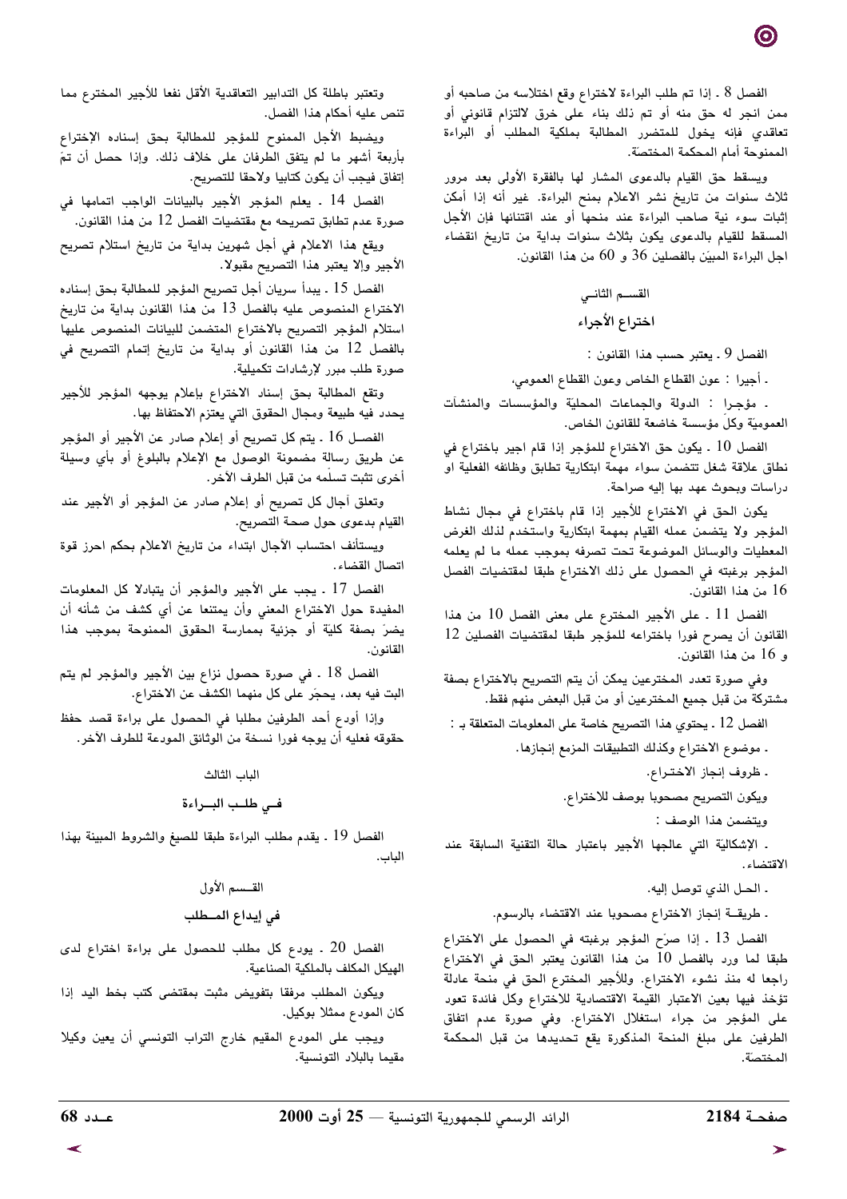الفصل 8 ـ إذا تم طلب البراءة لاختراع وقع اختلاسه من صاحبه أو ممن انجر له حق منه أو تم ذلك بناء على خرق لالتزام قانوني أو تعاقدي فإنه يخول للمتضرر المطالبة بملكية المطلب أو البراءة الممنوحة أمام المحكمة المختصّة.

ويسقط حق القيام بالدعوى المشار لها بالفقرة الأولى بعد مرور ثلاث سنوات من تاريخ نشر الاعلام بمنح البراءة. غير أنه إذا أمكن إثبات سوء نية صاحب البراءة عند منحها أو عند اقتنائها فإن الأجل المسقط للقيام بالدعوى يكون بثلاث سنوات بداية من تاريخ انقضاء اجل البراءة المبيّن بالفصلين 36 و 60 من هذا القانون.

## القســم الثانــي

## اختراع الأجراء

الفصل 9 ـ يعتبر حسب هذا القانون :

ـ أجيرا : عون القطاع الخاص وعون القطاع العمومي،

ـ مؤجرا : الدولة والجماعات المحليّة والمؤسسات والمنشآت العموميّة وكلّ مؤسسة خاضعة للقانون الخاص.

الفصل 10 ـ يكون حق الاختراع للمؤجر إذا قام اجير باختراع في نطاق علاقة شغل تتضمن سواء مهمة ابتكارية تطابق وظائفه الفعلية او دراسات وبحوث عهد بها إليه صراحة.

يكون الحق في الاختراع للأجير إذا قام باختراع في مجال نشاط المؤجر ولا يتضمن عمله القيام بمهمة ابتكارية واستخدم لذلك الغرض المعطيات والوسائل الموضوعة تحت تصرفه بموجب عمله ما لم يعلمه المؤجر برغبته في الحصول على ذلك الاختراع طبقا لمقتضيات الفصل 16 من هذا القانون.

الفصل 11 ـ على الأجير المخترع على معنى الفصل 10 من هذا القانون أن يصرح فورا باختراعه للمؤجر طبقا لمقتضيات الفصلين 12 و 16 من هذا القانون.

وفي صورة تعدد المخترعين يمكن أن يتم التصريح بالاختراع بصفة مشتركة من قبل جميع المخترعين أو من قبل البعض منهم فقط.

الفصل 12 ـ يحتوي هذا التصريح خاصة على المعلومات المتعلقة بـ :

ـ موضوع الاختراع وكذلك التطبيقات المزمع إنجازها.

ـ ظروف إنجاز الاختـراع.

ويكون التصريح مصحوبا بوصف للاختراع.

ويتضمن هذا الوصف :

ـ الإشكاليّة التي عالجها الأجير باعتبار حالة التقنية السابقة عند الاقتضاء.

ـ الحـل الذي توصل إليه.

ـ طريقــة إنجاز الاختراع مصحوبا عند الاقتضاء بالرسوم.

الفصل 13 ـ إذا صرّح المؤجر برغبته في الحصول على الاختراع طبقا لما ورد بالفصل 10 من هذا القانون يعتبر الحق في الاختراع راجعا له منذ نشوء الاختراع. وللأجير المخترع الحق في منحة عادلة تؤخذ فيها بعين الاعتبار القيمة الاقتصادية للاختراع وكل فائدة تعود على المؤجر من جراء استغلال الاختراع. وفي صورة عدم اتفاق الطرفين على مبلغ المنحة المذكورة يقع تحديدها من قبل المحكمة المختصّة.

وتعتبر باطلة كل التدابير التعاقدية الأقل نفعا للأجير المخترع مما تنص عليه أحكام هذا الفصل.

ويضبط الأجل الممنوح للمؤجر للمطالبة بحق إسناده الإختراع بأربعة أشهر ما لم يتفق الطرفان على خلاف ذلك. وإذا حصل أن تمّ إتفاق فيجب أن يكون كتابيا ولاحقا للتصريح.

الفصل 14 ـ يعلم المؤجر الأجير بالبيانات الواجب اتمامها في صورة عدم تطابق تصريحه مع مقتضيات الفصل 12 من هذا القانون.

ويقع هذا الاعلام في أجل شهرين بداية من تاريخ استلام تصريح الأجير وإلا يعتبر هذا التصريح مقبولا.

الفصل 15 ـ يبدأ سريان أجل تصريح المؤجر للمطالبة بحق إسناده الاختراع المنصوص عليه بالفصل 13 من هذا القانون بداية من تاريخ استلام المؤجر التصريح بالاختراع المتضمن للبيانات المنصوص عليها بالفصل 12 من هذا القانون أو بداية من تاريخ إتمام التصريح في صورة طلب مبرر لإرشادات تكميلية.

وتقع المطالبة بحق إسناد الاختراع بإعلام يوجهه المؤجر للأجير يحدد فيه طبيعة ومجال الحقوق التي يعتزم الاحتفاظ بها.

الفصـل 16 ـ يتم كل تصريح أو إعلام صادر عن الأجير أو المؤجر عن طريق رسالة مضمونة الوصول مع الإعلام بالبلوغ أو بأي وسيلة أخرى تثبت تسلّمه من قبل الطرف الآخر.

وتعلق آجال كل تصريح أو إعلام صادر عن المؤجر أو الأجير عند القيام بدعوى حول صحة التصريح.

ويستأنف احتساب الآجال ابتداء من تاريخ الاعلام بحكم احرز قوة اتصال القضاء.

الفصل 17 ـ يجب على الأجير والمؤجر أن يتبادلا كل المعلومات المفيدة حول الاختراع المعني وأن يمتنعا عن أي كشف من شأنه أن يضرّ بصفة كليّة أو جزئية بممارسة الحقوق الممنوحة بموجب هذا القانون.

الفصل 18 ـ في صورة حصول نزاع بين الأجير والمؤجر لم يتم البت فيه بعد، يحجّر على كل منهما الكشف عن الاختراع.

وإذا أودع أحد الطرفين مطلبا في الحصول على براءة قصد حفظ حقوقه فعليه أن يوجه فورا نسخة من الوثائق المودعة للطرف الآخر.

## الباب الثالث

## فــي طلــب البــراءة

الفصل 19 ـ يقدم مطلب البراءة طبقا للصيغ والشروط المبينة بهذا الباب.

## القــسم الأول

## في إيداع المــطلب

الفصل 20 ـ يودع كل مطلب للحصول على براءة اختراع لدى الهيكل المكلف بالملكية الصناعية.

ويكون المطلب مرفقا بتفويض مثبت بمقتضى كتب بخط اليد إذا كان المودع ممثلا بوكيل.

ويجب على المودع المقيم خارج التراب التونسي أن يعين وكيلا مقيما بالبلاد التونسية.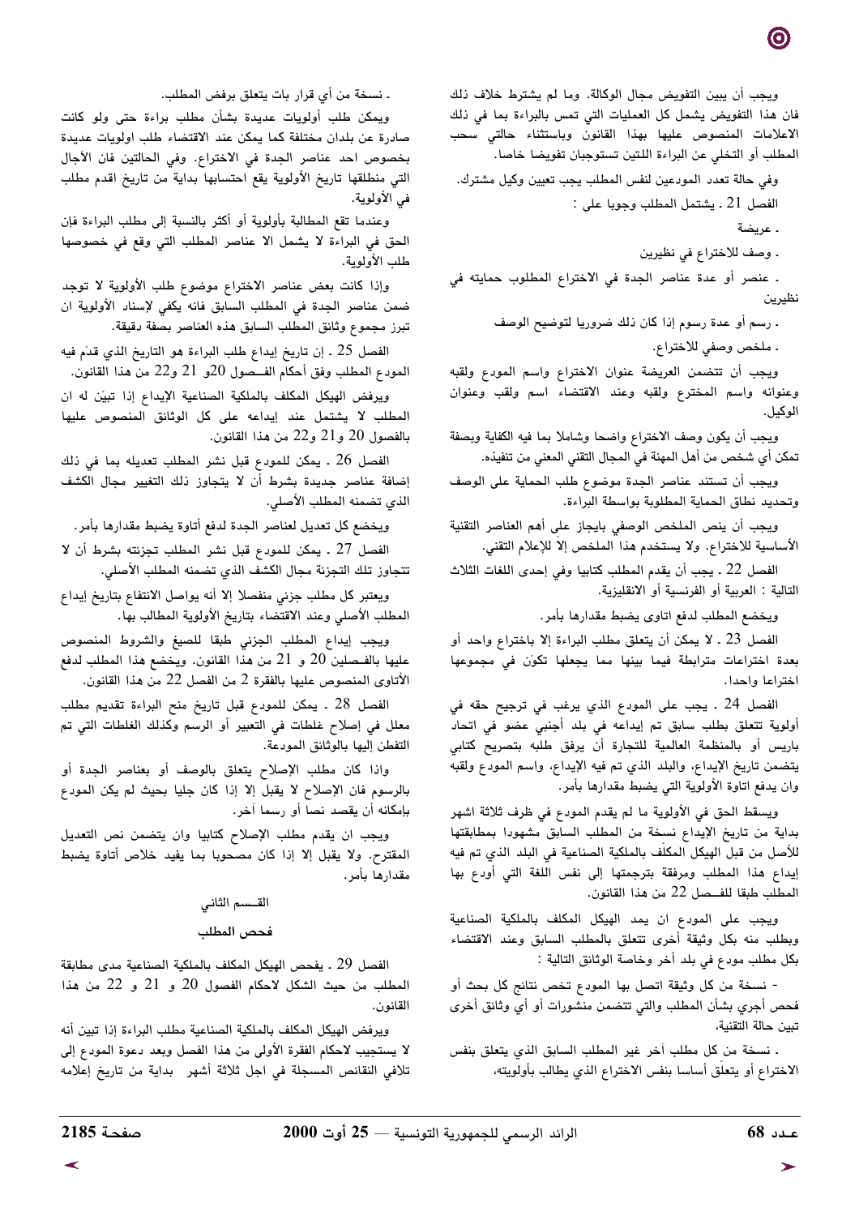ويجب أن يبين التفويض مجال الوكالة. وما لم يشترط خلاف ذلك فان هذا التفويض يشمل كل العمليات التي تمس بالبراءة بما في ذلك الاعلامات المنصوص عليها بهذا القانون وباستثناء حالتي سحب المطلب أو التخلي عن البراءة اللتين تستوجبان تفويضا خاصا.

وفي حالة تعدد المودعين لنفس المطلب يجب تعيين وكيل مشترك.

الفصل 21 ـ يشتمل المطلب وجوبا على :

ـ عريضة

ـ وصف للاختراع في نظيرين

ـ عنصر أو عدة عناصر الجدة في الاختراع المطلوب حمايته في نظيرين

ـ رسم أو عدة رسوم إذا كان ذلك ضروريا لتوضيح الوصف

ـ ملخص وصفي للاختراع.

ويجب أن تتضمن العريضة عنوان الاختراع واسم المودع ولقبه وعنوانه واسم المخترع ولقبه وعند الاقتضاء اسم ولقب وعنوان الوكيل.

ويجب أن يكون وصف الاختراع واضحا وشاملا بما فيه الكفاية وبصفة تمكن أي شخص من أهل المهنة في المجال التقني المعني من تنفيذه.

ويجب أن تستند عناصر الجدة موضوع طلب الحماية على الوصف وتحديد نطاق الحماية المطلوبة بواسطة البراءة.

ويجب أن ينص الملخص الوصفي بايجاز على أهم العناصر التقنية الأساسية للاختراع. ولا يستخدم هذا الملخص إلاّ للإعلام التقني.

الفصل 22 ـ يجب أن يقدم المطلب كتابيا وفي إحدى اللغات الثلاث التالية : العربية أو الفرنسية أو الانقليزية.

ويخضع المطلب لدفع اتاوى يضبط مقدارها بأمر.

الفصل 23 ـ لا يمكن أن يتعلق مطلب البراءة إلا باختراع واحد أو بعدة اختراعات مترابطة فيما بينها مما يجعلها تكوّن في مجموعها اختراعا واحدا.

الفصل 24 ـ يجب على المودع الذي يرغب في ترجيح حقه في أولوية تتعلق بطلب سابق تم إيداعه في بلد أجنبي عضو في اتحاد باريس أو بالمنظمة العالمية للتجارة أن يرفق طلبه بتصريح كتابي يتضمن تاريخ الإيداع، والبلد الذي تم فيه الإيداع، واسم المودع ولقبه وان يدفع اتاوة الأولوية التي يضبط مقدارها بأمر.

ويسقط الحق في الأولوية ما لم يقدم المودع في ظرف ثلاثة اشهر بداية من تاريخ الإيداع نسخة من المطلب السابق مشهودا بمطابقتها للأصل من قبل الهيكل المكلّف بالملكية الصناعية في البلد الذي تم فيه إيداع هذا المطلب ومرفقة بترجمتها إلى نفس اللغة التي أودع بها المطلب طبقا للفصل 22 من هذا القانون.

ويجب على المودع ان يمد الهيكل المكلف بالملكية الصناعية وبطلب منه بكل وثيقة أخرى تتعلق بالمطلب السابق وعند الاقتضاء بكل مطلب مودع في بلد أخر وخاصة الوثائق التالية :

- نسخة من كل وثيقة اتصل بها المودع تخص نتائج كل بحث أو فحص أجري بشأن المطلب والتي تتضمن منشورات أو أي وثائق أخرى تبين حالة التقنية،

ـ نسخة من كل مطلب آخر غير المطلب السابق الذي يتعلق بنفس الاختراع أو يتعلّق أساسا بنفس الاختراع الذي يطالب بأولويته،

ـ نسخة من أي قرار بات يتعلق برفض المطلب.

ويمكن طلب أولويات عديدة بشأن مطلب براءة حتى ولو كانت صادرة عن بلدان مختلفة كما يمكن عند الاقتضاء طلب اولويات عديدة بخصوص احد عناصر الجدة في الاختراع. وفي الحالتين فان الآجال التي منطلقها تاريخ الأولوية يقع احتسابها بداية من تاريخ اقدم مطلب في الأولوية.

وعندما تقع المطالبة بأولوية أو أكثر بالنسبة إلى مطلب البراءة فإن الحق في البراءة لا يشمل الا عناصر المطلب التي وقع في خصوصها طلب الأولوية.

وإذا كانت بعض عناصر الاختراع موضوع طلب الأولوية لا توجد ضمن عناصر الجدة في المطلب السابق فانه يكفي لإسناد الأولوية ان تبرز مجموع وثائق المطلب السابق هذه العناصر بصفة دقيقة.

الفصل 25 ـ إن تاريخ إيداع طلب البراءة هو التاريخ الذي قدّم فيه المودع المطلب وفق أحكام الفصول 20و 21 و22 من هذا القانون.

ويرفض الهيكل المكلف بالملكية الصناعية الإيداع إذا تبيّن له ان المطلب لا يشتمل عند إيداعه على كل الوثائق المنصوص عليها بالفصول 20 و21 و22 من هذا القانون.

الفصل 26 ـ يمكن للمودع قبل نشر المطلب تعديله بما في ذلك إضافة عناصر جديدة بشرط أن لا يتجاوز ذلك التغيير مجال الكشف الذي تضمنه المطلب الأصلي.

ويخضع كل تعديل لعناصر الجدة لدفع أتاوة يضبط مقدارها بأمر.

الفصل 27 ـ يمكن للمودع قبل نشر المطلب تجزئته بشرط أن لا تتجاوز تلك التجزئة مجال الكشف الذي تضمنه المطلب الأصلي.

ويعتبر كل مطلب جزئي منفصلا إلا أنه يواصل الانتفاع بتاريخ إيداع المطلب الأصلي وعند الاقتضاء بتاريخ الأولوية المطالب بها.

ويجب إيداع المطلب الجزئي طبقا للصيغ والشروط المنصوص عليها بالفصلين 20 و 21 من هذا القانون. ويخضع هذا المطلب لدفع الأتاوى المنصوص عليها بالفقرة 2 من الفصل 22 من هذا القانون.

الفصل 28 ـ يمكن للمودع قبل تاريخ منح البراءة تقديم مطلب معلل في إصلاح غلطات في التعبير أو الرسم وكذلك الغلطات التي تم التفطن إليها بالوثائق المودعة.

واذا كان مطلب الإصلاح يتعلق بالوصف أو بعناصر الجدة أو بالرسوم فان الإصلاح لا يقبل إلا إذا كان جليا بحيث لم يكن المودع بإمكانه أن يقصد نصا أو رسما آخر.

ويجب ان يقدم مطلب الإصلاح كتابيا وان يتضمن نص التعديل المقترح. ولا يقبل إلا إذا كان مصحوبا بما يفيد خلاص أتاوة يضبط مقدارها بأمر.

## القسم الثاني

## فحص المطلب

الفصل 29 ـ يفحص الهيكل المكلف بالملكية الصناعية مدى مطابقة المطلب من حيث الشكل لاحكام الفصول 20 و 21 و 22 من هذا القانون.

ويرفض الهيكل المكلف بالملكية الصناعية مطلب البراءة إذا تبين أنه لا يستجيب لاحكام الفقرة الأولى من هذا الفصل وبعد دعوة المودع إلى تلافي النقائص المسجلة في اجل ثلاثة أشهر بداية من تاريخ إعلامه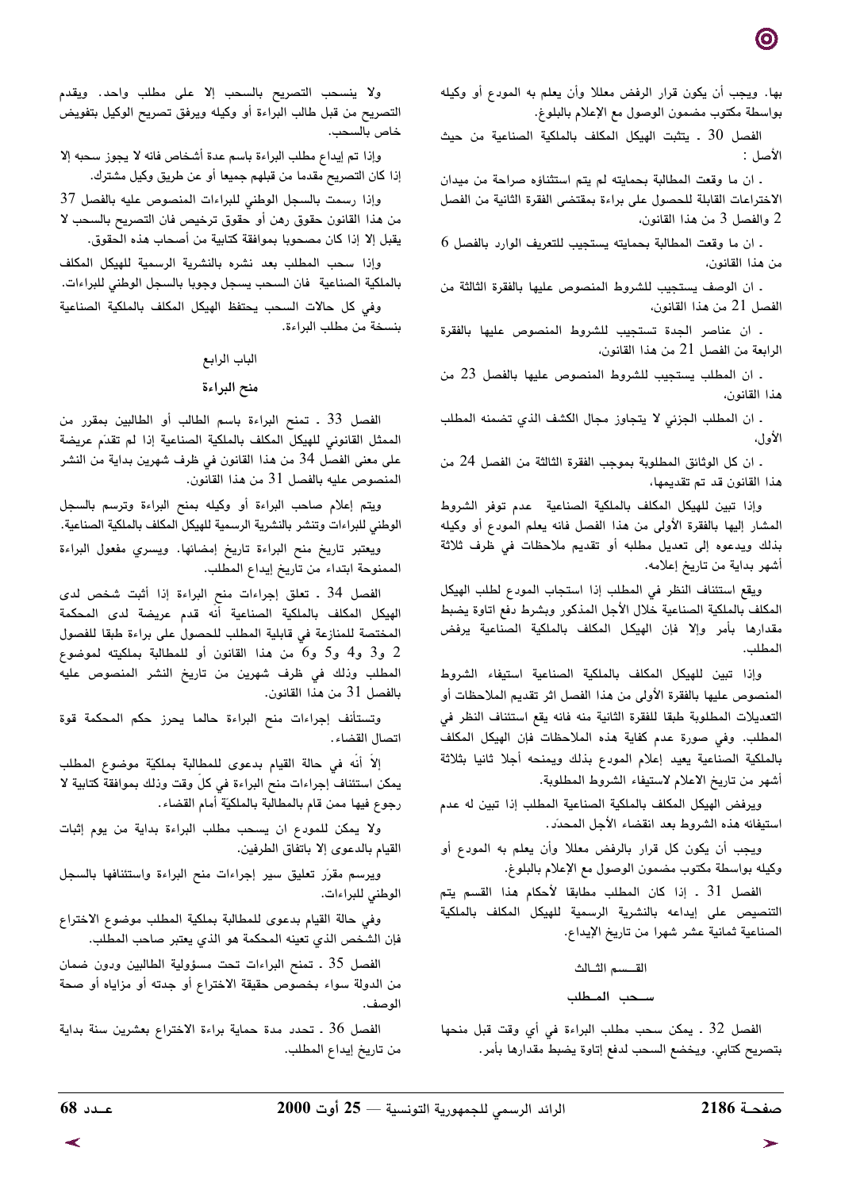بها. ويجب أن يكون قرار الرفض معللا وأن يعلم به المودع أو وكيله بواسطة مكتوب مضمون الوصول مع الإعلام بالبلوغ.

الفصل 30 . يتثبت الهيكل المكلف بالملكية الصناعية من حيث الأصل :

ـ ان ما وقعت المطالبة بحمايته لم يتم استثناؤه صراحة من ميدان الاختراعات القابلة للحصول على براءة بمقتضى الفقرة الثانية من الفصل 2 والفصل 3 من هذا القانون،

ـ ان ما وقعت المطالبة بحمايته يستجيب للتعريف الوارد بالفصل 6 من هذا القانون،

ـ ان الوصف يستجيب للشروط المنصوص عليها بالفقرة الثالثة من الفصل 21 من هذا القانون،

ـ ان عناصر الجدة تستجيب للشروط المنصوص عليها بالفقرة الرابعة من الفصل 21 من هذا القانون،

ـ ان المطلب يستجيب للشروط المنصوص عليها بالفصل 23 من هذا القانون،

ـ ان المطلب الجزئي لا يتجاوز مجال الكشف الذي تضمنه المطلب الأول،

ـ ان كل الوثائق المطلوبة بموجب الفقرة الثالثة من الفصل 24 من هذا القانون قد تم تقديمها،

وإذا تبين للهيكل المكلف بالملكية الصناعية عدم توفر الشروط المشار إليها بالفقرة الأولى من هذا الفصل فانه يعلم المودع أو وكيله بذلك ويدعوه إلى تعديل مطلبه أو تقديم ملاحظات في ظرف ثلاثة أشهر بداية من تاريخ إعلامه.

ويقع استئناف النظر في المطلب إذا استجاب المودع لطلب الهيكل المكلف بالملكية الصناعية خلال الأجل المذكور وبشرط دفع اتاوة يضبط مقدارها بأمر وإلا فإن الهيكل المكلف بالملكية الصناعية يرفض المطلب.

وإذا تبين للهيكل المكلف بالملكية الصناعية استيفاء الشروط المنصوص عليها بالفقرة الأولى من هذا الفصل اثر تقديم الملاحظات أو التعديلات المطلوبة طبقا للفقرة الثانية منه فانه يقع استئناف النظر في المطلب. وفي صورة عدم كفاية هذه الملاحظات فإن الهيكل المكلف بالملكية الصناعية يعيد إعلام المودع بذلك ويمنحه أجلا ثانيا بثلاثة أشهر من تاريخ الاعلام لاستيفاء الشروط المطلوبة.

ويرفض الهيكل المكلف بالملكية الصناعية المطلب إذا تبين له عدم استيفائه هذه الشروط بعد انقضاء الأجل المحدّد.

ويجب أن يكون كل قرار بالرفض معللا وأن يعلم به المودع أو وكيله بواسطة مكتوب مضمون الوصول مع الإعلام بالبلوغ.

الفصل 31 . إذا كان المطلب مطابقا لأحكام هذا القسم يتم التنصيص على إيداعه بالنشرية الرسمية للهيكل المكلف بالملكية الصناعية ثمانية عشر شهرا من تاريخ الإيداع.

### القسم الثالث

### سحب المطلب

الفصل 32 . يمكن سحب مطلب البراءة في أي وقت قبل منحها بتصريح كتابي. ويخضع السحب لدفع إتاوة يضبط مقدارها بأمر.

ولا ينسحب التصريح بالسحب إلا على مطلب واحد. ويقدم التصريح من قبل طالب البراءة أو وكيله ويرفق تصريح الوكيل بتفويض خاص بالسحب.

وإذا تم إيداع مطلب البراءة باسم عدة أشخاص فانه لا يجوز سحبه إلا إذا كان التصريح مقدما من قبلهم جميعا أو عن طريق وكيل مشترك.

وإذا رسمت بالسجل الوطني للبراءات المنصوص عليه بالفصل 37 من هذا القانون حقوق رهن أو حقوق ترخيص فان التصريح بالسحب لا يقبل إلا إذا كان مصحوبا بموافقة كتابية من أصحاب هذه الحقوق.

وإذا سحب المطلب بعد نشره بالنشرية الرسمية للهيكل المكلف بالملكية الصناعية فان السحب يسجل وجوبا بالسجل الوطني للبراءات.

وفي كل حالات السحب يحتفظ الهيكل المكلف بالملكية الصناعية بنسخة من مطلب البراءة.

## الباب الرابع

## منح البراءة

الفصل 33 . تمنح البراءة باسم الطالب أو الطالبين بمقرر من الممثل القانوني للهيكل المكلف بالملكية الصناعية إذا لم تقدّم عريضة على معنى الفصل 34 من هذا القانون في ظرف شهرين بداية من النشر المنصوص عليه بالفصل 31 من هذا القانون.

ويتم إعلام صاحب البراءة أو وكيله بمنح البراءة وترسم بالسجل الوطني للبراءات وتنشر بالنشرية الرسمية للهيكل المكلف بالملكية الصناعية.

ويعتبر تاريخ منح البراءة تاريخ إمضائها. ويسري مفعول البراءة الممنوحة ابتداء من تاريخ إيداع المطلب.

الفصل 34 . تعلق إجراءات منح البراءة إذا أثبت شخص لدى الهيكل المكلف بالملكية الصناعية أنه قدم عريضة لدى المحكمة المختصة للمنازعة في قابلية المطلب للحصول على براءة طبقا للفصول 2 و3 و4 و5 و6 من هذا القانون أو للمطالبة بملكيته لموضوع المطلب وذلك في ظرف شهرين من تاريخ النشر المنصوص عليه بالفصل 31 من هذا القانون.

وتستأنف إجراءات منح البراءة حالما يحرز حكم المحكمة قوة اتصال القضاء.

إلاّ أنّه في حالة القيام بدعوى للمطالبة بملكيّة موضوع المطلب يمكن استئناف إجراءات منح البراءة في كلّ وقت وذلك بموافقة كتابية لا رجوع فيها ممن قام بالمطالبة بالملكيّة أمام القضاء.

ولا يمكن للمودع ان يسحب مطلب البراءة بداية من يوم إثبات القيام بالدعوى إلا باتفاق الطرفين.

ويرسم مقرّر تعليق سير إجراءات منح البراءة واستئنافها بالسجل الوطني للبراءات.

وفي حالة القيام بدعوى للمطالبة بملكية المطلب موضوع الاختراع فان الشخص الذي تعينه المحكمة هو الذي يعتبر صاحب المطلب.

الفصل 35 . تمنح البراءات تحت مسؤولية الطالبين ودون ضمان من الدولة سواء بخصوص حقيقة الاختراع أو جدته أو مزاياه أو صحة الوصف.

الفصل 36 . تحدد مدة حماية براءة الاختراع بعشرين سنة بداية من تاريخ إيداع المطلب.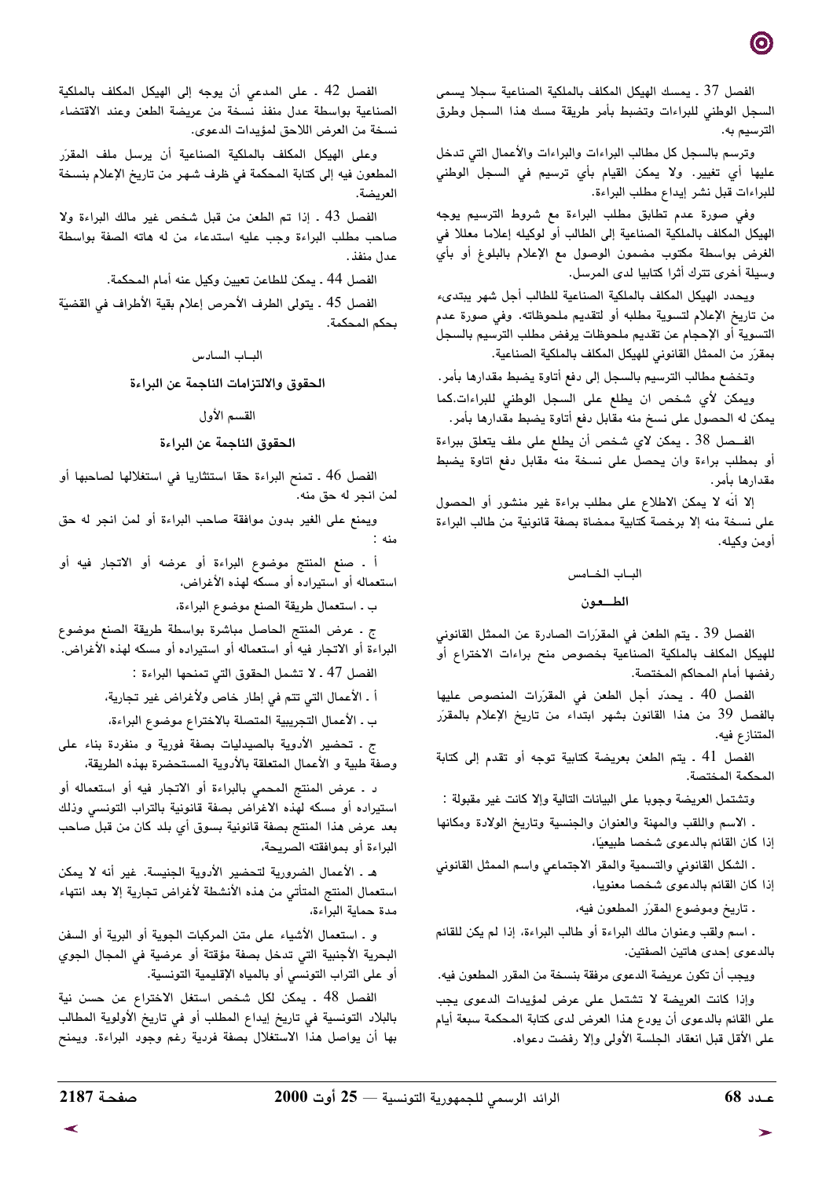الفصل 37 ـ يمسك الهيكل المكلف بالملكية الصناعية سجلا يسمى السجل الوطني للبراءات وتضبط بأمر طريقة مسك هذا السجل وطرق الترسيم به.

وترسم بالسجل كل مطالب البراءات والبراءات والأعمال التي تدخل عليها أي تغيير. ولا يمكن القيام بأي ترسيم في السجل الوطني للبراءات قبل نشر إيداع مطلب البراءة.

وفي صورة عدم تطابق مطلب البراءة مع شروط الترسيم يوجه الهيكل المكلف بالملكية الصناعية إلى الطالب أو لوكيله إعلاما معللا في الغرض بواسطة مكتوب مضمون الوصول مع الإعلام بالبلوغ أو بأي وسيلة أخرى تترك أثرا كتابيا لدى المرسل.

ويحدد الهيكل المكلف بالملكية الصناعية للطالب أجل شهر يبتدىء من تاريخ الإعلام لتسوية مطلبه أو لتقديم ملحوظاته. وفي صورة عدم التسوية أو الإحجام عن تقديم ملحوظات يرفض مطلب الترسيم بالسجل بمقرّر من الممثل القانوني للهيكل المكلف بالملكية الصناعية.

وتخضع مطالب الترسيم بالسجل إلى دفع أتاوة يضبط مقدارها بأمر.

ويمكن لأي شخص ان يطلع على السجل الوطني للبراءات.كما يمكن له الحصول على نسخ منه مقابل دفع أتاوة يضبط مقدارها بأمر.

الفصل 38 ـ يمكن لاي شخص أن يطلع على ملف يتعلق ببراءة أو بمطلب براءة وان يحصل على نسخة منه مقابل دفع اتاوة يضبط مقدارها بأمر.

إلا أنّه لا يمكن الاطلاع على مطلب براءة غير منشور أو الحصول على نسخة منه إلا برخصة كتابية ممضاة بصفة قانونية من طالب البراءة أومن وكيله.

## البـاب الخـامس

## الطــعون

الفصل 39 ـ يتم الطعن في المقرّرات الصادرة عن الممثل القانوني للهيكل المكلف بالملكية الصناعية بخصوص منح براءات الاختراع أو رفضها أمام المحاكم المختصة.

الفصل 40 ـ يحدّد أجل الطعن في المقرّرات المنصوص عليها بالفصل 39 من هذا القانون بشهر ابتداء من تاريخ الإعلام بالمقرّر المتنازع فيه.

الفصل 41 ـ يتم الطعن بعريضة كتابية توجه أو تقدم إلى كتابة المحكمة المختصة.

وتشتمل العريضة وجوبا على البيانات التالية وإلا كانت غير مقبولة :

ـ الاسم واللقب والمهنة والعنوان والجنسية وتاريخ الولادة ومكانها إذا كان القائم بالدعوى شخصا طبيعيًا،

ـ الشكل القانوني والتسمية والمقر الاجتماعي واسم الممثل القانوني إذا كان القائم بالدعوى شخصا معنويا،

ـ تاريخ وموضوع المقرّر المطعون فيه،

ـ اسم ولقب وعنوان مالك البراءة أو طالب البراءة، إذا لم يكن للقائم بالدعوى إحدى هاتين الصفتين.

ويجب أن تكون عريضة الدعوى مرفقة بنسخة من المقرر المطعون فيه.

وإذا كانت العريضة لا تشتمل على عرض لمؤيدات الدعوى يجب على القائم بالدعوى أن يودع هذا العرض لدى كتابة المحكمة سبعة أيام على الأقل قبل انعقاد الجلسة الأولى وإلا رفضت دعواه.

الفصل 42 ـ على المدعي أن يوجه إلى الهيكل المكلف بالملكية الصناعية بواسطة عدل منفذ نسخة من عريضة الطعن وعند الاقتضاء نسخة من العرض اللاحق لمؤيدات الدعوى.

وعلى الهيكل المكلف بالملكية الصناعية أن يرسل ملف المقرّر المطعون فيه إلى كتابة المحكمة في ظرف شهر من تاريخ الإعلام بنسخة العريضة.

الفصل 43 ـ إذا تم الطعن من قبل شخص غير مالك البراءة ولا صاحب مطلب البراءة وجب عليه استدعاء من له هاته الصفة بواسطة عدل منفذ.

الفصل 44 ـ يمكن للطاعن تعيين وكيل عنه أمام المحكمة.

الفصل 45 ـ يتولى الطرف الأحرص إعلام بقية الأطراف في القضيّة بحكم المحكمة.

## البـاب السـادس

## الحقوق والالتزامات الناجمة عن البراءة

### القسم الأول

### الحقوق الناجمة عن البراءة

الفصل 46 ـ تمنح البراءة حقا استئثاريا في استغلالها لصاحبها أو لمن انجر له حق منه.

ويمنع على الغير بدون موافقة صاحب البراءة أو لمن انجر له حق منه :

أ ـ صنع المنتج موضوع البراءة أو عرضه أو الاتجار فيه أو استعماله أو استيراده أو مسكه لهذه الأغراض،

ب ـ استعمال طريقة الصنع موضوع البراءة،

ج ـ عرض المنتج الحاصل مباشرة بواسطة طريقة الصنع موضوع البراءة أو الاتجار فيه أو استعماله أو استيراده أو مسكه لهذه الأغراض.

الفصل 47 ـ لا تشمل الحقوق التي تمنحها البراءة :

أ ـ الأعمال التي تتم في إطار خاص ولأغراض غير تجارية،

ب ـ الأعمال التجريبية المتصلة بالاختراع موضوع البراءة،

ج ـ تحضير الأدوية بالصيدليات بصفة فورية و منفردة بناء على وصفة طبية و الأعمال المتعلقة بالأدوية المستحضرة بهذه الطريقة،

د ـ عرض المنتج المحمي بالبراءة أو الاتجار فيه أو استعماله أو استيراده أو مسكه لهذه الاغراض بصفة قانونية بالتراب التونسي وذلك بعد عرض هذا المنتج بصفة قانونية بسوق أي بلد كان من قبل صاحب البراءة أو بموافقته الصريحة،

هـ ـ الأعمال الضرورية لتحضير الأدوية الجنيسة. غير أنه لا يمكن استعمال المنتج المتأتي من هذه الأنشطة لأغراض تجارية إلا بعد انتهاء مدة حماية البراءة،

و ـ استعمال الأشياء على متن المركبات الجوية أو البرية أو السفن البحرية الأجنبية التي تدخل بصفة مؤقتة أو عرضية في المجال الجوي أو على التراب التونسي أو بالمياه الإقليمية التونسية.

الفصل 48 ـ يمكن لكل شخص استغل الاختراع عن حسن نية بالبلاد التونسية في تاريخ إيداع المطلب أو في تاريخ الأولوية المطالب بها أن يواصل هذا الاستغلال بصفة فردية رغم وجود البراءة. ويمنح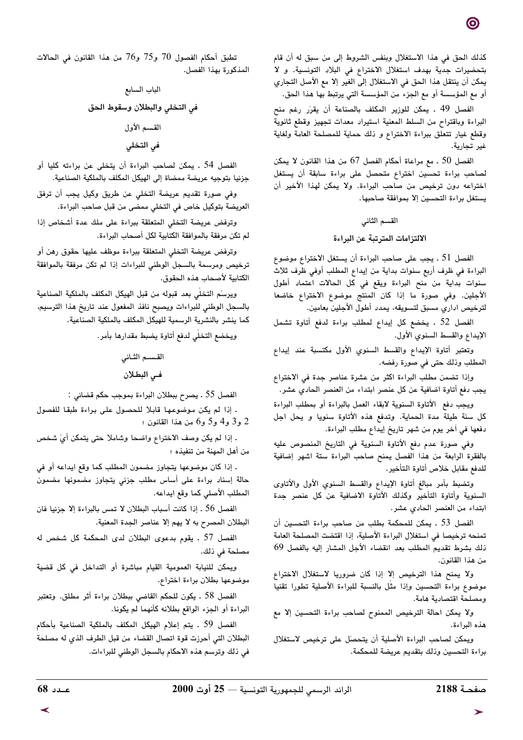كذلك الحق في هذا الاستغلال وبنفس الشروط إلى من سبق له أن قام بتحضيرات جدية بهدف استغلال الاختراع في البلاد التونسية. و لا يمكن أن ينتقل هذا الحق في الاستغلال إلى الغير إلا مع الأصل التجاري أو مع المؤسسة أو مع الجزء من المؤسسة التي يرتبط بها هذا الحق.

الفصل 49 ـ يمكن للوزير المكلف بالصناعة أن يقرّر رغم منح البراءة وباقتراح من السلط المعنية استيراد معدات تجهيز وقطع ثانوية وقطع غيار تتعلق ببراءة الاختراع و ذلك حماية للمصلحة العامة ولغاية غير تجارية.

الفصل 50 ـ مع مراعاة أحكام الفصل 67 من هذا القانون لا يمكن لصاحب براءة تحسين اختراع متحصل على براءة سابقة أن يستغل اختراعه دون ترخيص من صاحب البراءة. ولا يمكن لهذا الأخير أن يستغل براءة التحسين إلا بموافقة صاحبها.

## القسم الثاني

## الالتزامات المترتبة عن البراءة

الفصل 51 ـ يجب على صاحب البراءة أن يستغل الاختراع موضوع البراءة في ظرف أربع سنوات بداية من إيداع المطلب أوفي ظرف ثلاث سنوات بداية من منح البراءة ويقع في كل الحالات اعتماد أطول الأجلين. وفي صورة ما إذا كان المنتج موضوع الاختراع خاضعا لترخيص اداري مسبق لتسويقه، يمدد أطول الأجلين بعامين.

الفصل 52 ـ يخضع كل إيداع لمطلب براءة لدفع أتاوة تشمل الإيداع والقسط السنوي الأول.

وتعتبر أتاوة الإيداع والقسط السنوي الأول مكتسبة عند إيداع المطلب وذلك حتى في صورة رفضه.

وإذا تضمن مطلب البراءة اكثر من عشرة عناصر جدة في الاختراع يجب دفع أتاوة اضافية عن كل عنصر ابتداء من العنصر الحادي عشر.

ويجب دفع الأتاوة السنوية لابقاء العمل بالبراءة أو بمطلب البراءة كل سنة طيلة مدة الحماية. وتدفع هذه الأتاوة سنويا و يحل اجل دفعها في آخر يوم من شهر تاريخ إيداع مطلب البراءة.

وفي صورة عدم دفع الأتاوة السنوية في التاريخ المنصوص عليه بالفقرة الرابعة من هذا الفصل يمنح صاحب البراءة ستة اشهر إضافية للدفع مقابل خلاص أتاوة التأخير.

وتضبط بأمر مبالغ أتاوة الإيداع والقسط السنوي الأول والأتاوى السنوية وأتاوة التأخير وكذلك الأتاوة الاضافية عن كل عنصر جدة ابتداء من العنصر الحادي عشر.

الفصل 53 ـ يمكن للمحكمة بطلب من صاحب براءة التحسين أن تمنحه ترخيصا في استغلال البراءة الأصلية، إذا اقتضت المصلحة العامة ذلك بشرط تقديم المطلب بعد انقضاء الأجل المشار إليه بالفصل 69 من هذا القانون.

ولا يمنح هذا الترخيص إلا إذا كان ضروريا لاستغلال الاختراع موضوع براءة التحسين وإذا مثّل بالنسبة للبراءة الأصلية تطورا تقنيا ومصلحة اقتصادية هامة.

ولا يمكن احالة الترخيص الممنوح لصاحب براءة التحسين إلا مع هذه البراءة.

ويمكن لصاحب البراءة الأصلية أن يتحصّل على ترخيص لاستغلال براءة التحسين وذلك بتقديم عريضة للمحكمة.

تطبق أحكام الفصول 70 و75 و76 من هذا القانون في الحالات المذكورة بهذا الفصل.

## الباب السابع

## في التخلي والبطلان وسقوط الحق

## القسم الأول

## في التخلي

الفصل 54 ـ يمكن لصاحب البراءة أن يتخلى عن براءته كليا أو جزئيا بتوجيه عريضة ممضاة إلى الهيكل المكلف بالملكية الصناعية.

وفي صورة تقديم عريضة التخلي عن طريق وكيل يجب أن ترفق العريضة بتوكيل خاص في التخلي ممضى من قبل صاحب البراءة.

وترفض عريضة التخلي المتعلقة ببراءة على ملك عدة أشخاص إذا لم تكن مرفقة بالموافقة الكتابية لكل أصحاب البراءة.

وترفض عريضة التخلي المتعلقة ببراءة موظف عليها حقوق رهن أو ترخيص ومرسمة بالسجل الوطني للبراءات إذا لم تكن مرفقة بالموافقة الكتابية لأصحاب هذه الحقوق.

ويرسّم التخلّي بعد قبوله من قبل الهيكل المكلف بالملكية الصناعية بالسجل الوطني للبراءات ويصبح نافذ المفعول عند تاريخ هذا الترسيم، كما ينشر بالنشرية الرسمية للهيكل المكلف بالملكية الصناعية.

ويخضع التخلّي لدفع أتاوة يضبط مقدارها بأمر.

## القسم الثاني

## في البطلان

الفصل 55 ـ يصرح ببطلان البراءة بموجب حكم قضائي :

- إذا لم يكن موضوعها قابلا للحصول على براءة طبقا للفصول 2 و3 و4 و5 و6 من هذا القانون ؛

- إذا لم يكن وصف الاختراع واضحا وشاملا حتى يتمكن أيّ شخص من أهل المهنة من تنفيذه ؛

- إذا كان موضوعها يتجاوز مضمون المطلب كما وقع ايداعه أو في حالة إسناد براءة على أساس مطلب جزئي يتجاوز مضمونها مضمون المطلب الأصلي كما وقع ايداعه.

الفصل 56 ـ إذا كانت أسباب البطلان لا تمس بالبراءة إلا جزئيا فان البطلان المصرح به لا يهم إلا عناصر الجدة المعنية.

الفصل 57 ـ يقوم بدعوى البطلان لدى المحكمة كل شخص له مصلحة في ذلك.

ويمكن للنيابة العمومية القيام مباشرة أو التداخل في كل قضية موضوعها بطلان براءة اختراع.

الفصل 58 ـ يكون للحكم القاضي ببطلان براءة أثر مطلق. وتعتبر البراءة أو الجزء الواقع بطلانه كأنهما لم يكونا.

الفصل 59 ـ يتم إعلام الهيكل المكلف بالملكية الصناعية بأحكام البطلان التي أحرزت قوة اتصال القضاء من قبل الطرف الذي له مصلحة في ذلك وترسم هذه الاحكام بالسجل الوطني للبراءات.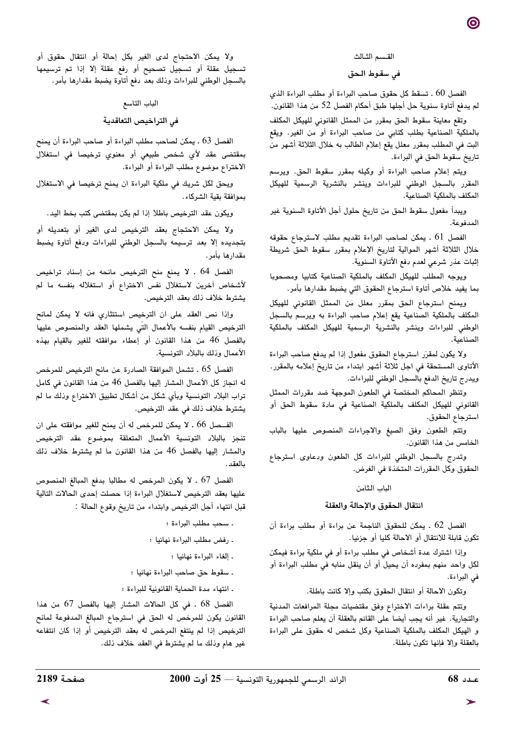## القسم الثالث

### في سقوط الحق

الفصل 60 ـ تسقط كل حقوق صاحب البراءة أو مطلب البراءة الذي لم يدفع أتاوة سنوية حل أجلها طبق أحكام الفصل 52 من هذا القانون.

وتقع معاينة سقوط الحق بمقرر من الممثل القانوني للهيكل المكلف بالملكية الصناعية بطلب كتابي من صاحب البراءة أو من الغير. ويقع البت في المطلب بمقرر معلل يقع إعلام الطالب به خلال الثلاثة أشهر من تاريخ سقوط الحق في البراءة.

ويتم إعلام صاحب البراءة أو وكيله بمقرر سقوط الحق. ويرسم المقرر بالسجل الوطني للبراءات وينشر بالنشرية الرسمية للهيكل المكلف بالملكية الصناعية.

ويبدأ مفعول سقوط الحق من تاريخ حلول أجل الأتاوة السنوية غير المدفوعة.

الفصل 61 ـ يمكن لصاحب البراءة تقديم مطلب لاسترجاع حقوقه خلال الثلاثة أشهر الموالية لتاريخ الإعلام بمقرر سقوط الحق شريطة إثبات عذر شرعي لعدم دفع الأتاوة السنوية.

ويوجه المطلب للهيكل المكلف بالملكية الصناعية كتابيا ومصحوبا بما يفيد خلاص أتاوة استرجاع الحقوق التي يضبط مقدارها بأمر.

ويمنح استرجاع الحق بمقرر معلل من الممثل القانوني للهيكل المكلف بالملكية الصناعية يقع إعلام صاحب البراءة به ويرسم بالسجل الوطني للبراءات وينشر بالنشرية الرسمية للهيكل المكلف بالملكية الصناعية.

ولا يكون لمقرَر استرجاع الحقوق مفعول إذا لم يدفع صاحب البراءة الأتاوى المستحقة في اجل ثلاثة أشهر ابتداء من تاريخ إعلامه بالمقرر. ويدرج تاريخ الدفع بالسجل الوطني للبراءات.

وتنظر المحاكم المختصة في الطعون الموجهة ضد مقررات الممثل القانوني للهيكل المكلف بالملكية الصناعية في مادة سقوط الحق أو استرجاع الحقوق.

وتتم الطعون وفق الصيغ والاجراءات المنصوص عليها بالباب الخامس من هذا القانون.

وتدرج بالسجل الوطني للبراءات كل الطعون ودعاوى استرجاع الحقوق وكل المقررات المتخذة في الغرض.

## الباب الثامن

### انتقال الحقوق والإحالة والعقلة

الفصل 62 ـ يمكن للحقوق الناجمة عن براءة أو مطلب براءة أن تكون قابلة للانتقال أو الاحالة كليا أو جزئيا.

وإذا اشترك عدة أشخاص في مطلب براءة أو في ملكية براءة فيمكن لكل واحد منهم بمفرده أن يحيل أو أن ينقل منابه في مطلب البراءة أو في البراءة.

وتكون الاحالة أو انتقال الحقوق بكتب وإلا كانت باطلة.

وتتم عقلة براءات الاختراع وفق مقتضيات مجلة المرافعات المدنية والتجارية. غير أنه يجب أيضا على القائم بالعقلة أن يعلم صاحب البراءة و الهيكل المكلف بالملكية الصناعية وكل شخص له حقوق على البراءة بالعقلة وإلا فإنها تكون باطلة.

ولا يمكن الاحتجاج لدى الغير بكل إحالة أو انتقال حقوق أو تسجيل عقلة أو تسجيل تصحيح أو رفع عقلة إلا إذا تم ترسيمها بالسجل الوطني للبراءات وذلك بعد دفع أتاوة يضبط مقدارها بأمر.

## الباب التاسع

### في التراخيص التعاقدية

الفصل 63 ـ يمكن لصاحب مطلب البراءة أو صاحب البراءة أن يمنح بمقتضى عقد لأي شخص طبيعي أو معنوي ترخيصا في استغلال الاختراع موضوع مطلب البراءة أو البراءة.

ويحق لكل شريك في ملكية البراءة ان يمنح ترخيصا في الاستغلال بموافقة بقية الشركاء.

ويكون عقد الترخيص باطلا إذا لم يكن بمقتضى كتب بخط اليد.

ولا يمكن الاحتجاج بعقد الترخيص لدى الغير أو بتعديله أو بتجديده إلا بعد ترسيمه بالسجل الوطني للبراءات ودفع أتاوة يضبط مقدارها بأمر.

الفصل 64 ـ لا يمنع منح الترخيص مانحه من إسناد تراخيص لأشخاص آخرين لاستغلال نفس الاختراع أو استغلاله بنفسه ما لم يشترط خلاف ذلك بعقد الترخيص.

وإذا نص العقد على ان الترخيص استئثاري فانه لا يمكن لمانح الترخيص القيام بنفسه بالأعمال التي يشملها العقد والمنصوص عليها بالفصل 46 من هذا القانون أو إعطاء موافقته للغير بالقيام بهذه الأعمال وذلك بالبلاد التونسية.

الفصل 65 ـ تشمل الموافقة الصادرة عن مانح الترخيص للمرخص له انجاز كل الأعمال المشار إليها بالفصل 46 من هذا القانون في كامل تراب البلاد التونسية وبأي شكل من أشكال تطبيق الاختراع وذلك ما لم يشترط خلاف ذلك في عقد الترخيص.

الفصل 66 ـ لا يمكن للمرخص له أن يمنح للغير موافقته على ان تنجز بالبلاد التونسية الأعمال المتعلقة بموضوع عقد الترخيص والمشار إليها بالفصل 46 من هذا القانون ما لم يشترط خلاف ذلك بالعقد.

الفصل 67 ـ لا يكون المرخص له مطالبا بدفع المبالغ المنصوص عليها بعقد الترخيص لاستغلال البراءة إذا حصلت إحدى الحالات التالية قبل انتهاء أجل الترخيص وابتداء من تاريخ وقوع الحالة :

- سحب مطلب البراءة ؛
- رفض مطلب البراءة نهائيا ؛
- إلغاء البراءة نهائيا ؛
- سقوط حق صاحب البراءة نهائيا ؛
- انتهاء مدة الحماية القانونية للبراءة ؛

الفصل 68 ـ في كل الحالات المشار إليها بالفصل 67 من هذا القانون يكون للمرخص له الحق في استرجاع المبالغ المدفوعة لمانح الترخيص إذا لم ينتفع المرخص له بعقد الترخيص أو إذا كان انتفاعه غير هام وذلك ما لم يشترط في العقد خلاف ذلك.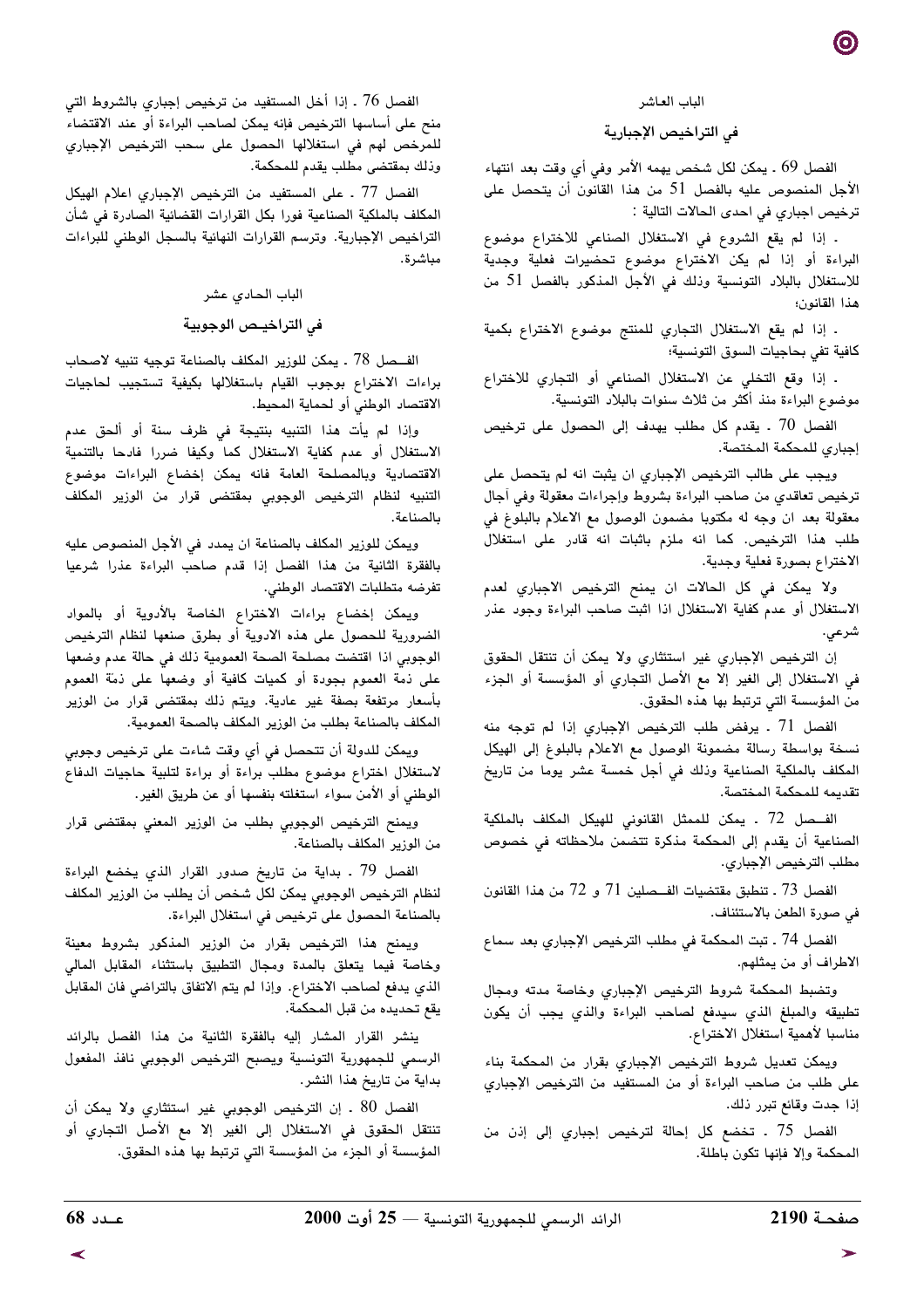## الباب العاشر

### في التراخيص الإجبارية

الفصل 69 ـ يمكن لكل شخص يهمه الأمر وفي أي وقت بعد انتهاء الأجل المنصوص عليه بالفصل 51 من هذا القانون أن يتحصل على ترخيص اجباري في احدى الحالات التالية :

ـ إذا لم يقع الشروع في الاستغلال الصناعي للاختراع موضوع البراءة أو إذا لم يكن الاختراع موضوع تحضيرات فعلية وجدية للاستغلال بالبلاد التونسية وذلك في الأجل المذكور بالفصل 51 من هذا القانون؛

ـ إذا لم يقع الاستغلال التجاري للمنتج موضوع الاختراع بكمية كافية تفي بحاجيات السوق التونسية؛

ـ إذا وقع التخلي عن الاستغلال الصناعي أو التجاري للاختراع موضوع البراءة منذ أكثر من ثلاث سنوات بالبلاد التونسية.

الفصل 70 ـ يقدم كل مطلب يهدف إلى الحصول على ترخيص إجباري للمحكمة المختصة.

ويجب على طالب الترخيص الإجباري ان يثبت انه لم يتحصل على ترخيص تعاقدي من صاحب البراءة بشروط وإجراءات معقولة وفي آجال معقولة بعد ان وجه له مكتوبا مضمون الوصول مع الاعلام بالبلوغ في طلب هذا الترخيص. كما انه ملزم باثبات انه قادر على استغلال الاختراع بصورة فعلية وجدية.

ولا يمكن في كل الحالات ان يمنح الترخيص الاجباري لعدم الاستغلال أو عدم كفاية الاستغلال اذا اثبت صاحب البراءة وجود عذر شرعي.

إن الترخيص الإجباري غير استئثاري ولا يمكن أن تنتقل الحقوق في الاستغلال إلى الغير إلا مع الأصل التجاري أو المؤسسة أو الجزء من المؤسسة التي ترتبط بها هذه الحقوق.

الفصل 71 ـ يرفض طلب الترخيص الإجباري إذا لم توجه منه نسخة بواسطة رسالة مضمونة الوصول مع الاعلام بالبلوغ إلى الهيكل المكلف بالملكية الصناعية وذلك في أجل خمسة عشر يوما من تاريخ تقديمه للمحكمة المختصة.

الفصل 72 ـ يمكن للممثل القانوني للهيكل المكلف بالملكية الصناعية أن يقدم إلى المحكمة مذكرة تتضمن ملاحظاته في خصوص مطلب الترخيص الإجباري.

الفصل 73 ـ تنطبق مقتضيات الفصلين 71 و 72 من هذا القانون في صورة الطعن بالاستئناف.

الفصل 74 ـ تبت المحكمة في مطلب الترخيص الإجباري بعد سماع الاطراف أو من يمثلهم.

وتضبط المحكمة شروط الترخيص الإجباري وخاصة مدته ومجال تطبيقه والمبلغ الذي سيدفع لصاحب البراءة والذي يجب أن يكون مناسبا لأهمية استغلال الاختراع.

ويمكن تعديل شروط الترخيص الإجباري بقرار من المحكمة بناء على طلب من صاحب البراءة أو من المستفيد من الترخيص الإجباري إذا جدت وقائع تبرر ذلك.

الفصل 75 ـ تخضع كل إحالة لترخيص إجباري إلى إذن من المحكمة وإلا فإنها تكون باطلة.

الفصل 76 ـ إذا أخل المستفيد من ترخيص إجباري بالشروط التي منح على أساسها الترخيص فإنه يمكن لصاحب البراءة أو عند الاقتضاء للمرخص لهم في استغلالها الحصول على سحب الترخيص الإجباري وذلك بمقتضى مطلب يقدم للمحكمة.

الفصل 77 ـ على المستفيد من الترخيص الإجباري اعلام الهيكل المكلف بالملكية الصناعية فورا بكل القرارات القضائية الصادرة في شأن التراخيص الإجبارية. وترسم القرارات النهائية بالسجل الوطني للبراءات مباشرة.

## الباب الحادي عشر

### في التراخيص الوجوبية

الفصل 78 ـ يمكن للوزير المكلف بالصناعة توجيه تنبيه لاصحاب براءات الاختراع بوجوب القيام باستغلالها بكيفية تستجيب لحاجيات الاقتصاد الوطني أو لحماية المحيط.

وإذا لم يأت هذا التنبيه بنتيجة في ظرف سنة أو ألحق عدم الاستغلال أو عدم كفاية الاستغلال كما وكيفا ضررا فادحا بالتنمية الاقتصادية وبالمصلحة العامة فانه يمكن إخضاع البراءات موضوع التنبيه لنظام الترخيص الوجوبي بمقتضى قرار من الوزير المكلف بالصناعة.

ويمكن للوزير المكلف بالصناعة ان يمدد في الأجل المنصوص عليه بالفقرة الثانية من هذا الفصل إذا قدم صاحب البراءة عذرا شرعيا تفرضه متطلبات الاقتصاد الوطني.

ويمكن إخضاع براءات الاختراع الخاصة بالأدوية أو بالمواد الضرورية للحصول على هذه الادوية أو بطرق صنعها لنظام الترخيص الوجوبي اذا اقتضت مصلحة الصحة العمومية ذلك في حالة عدم وضعها على ذمة العموم بجودة أو كميات كافية أو وضعها على ذمّة العموم بأسعار مرتفعة بصفة غير عادية. ويتم ذلك بمقتضى قرار من الوزير المكلف بالصناعة بطلب من الوزير المكلف بالصحة العمومية.

ويمكن للدولة أن تتحصل في أي وقت شاءت على ترخيص وجوبي لاستغلال اختراع موضوع مطلب براءة أو براءة لتلبية حاجيات الدفاع الوطني أو الأمن سواء استغلته بنفسها أو عن طريق الغير.

ويمنح الترخيص الوجوبي بطلب من الوزير المعني بمقتضى قرار من الوزير المكلف بالصناعة.

الفصل 79 ـ بداية من تاريخ صدور القرار الذي يخضع البراءة لنظام الترخيص الوجوبي يمكن لكل شخص أن يطلب من الوزير المكلف بالصناعة الحصول على ترخيص في استغلال البراءة.

ويمنح هذا الترخيص بقرار من الوزير المذكور بشروط معينة وخاصة فيما يتعلق بالمدة ومجال التطبيق باستثناء المقابل المالي الذي يدفع لصاحب الاختراع. وإذا لم يتم الاتفاق بالتراضي فان المقابل يقع تحديده من قبل المحكمة.

ينشر القرار المشار إليه بالفقرة الثانية من هذا الفصل بالرائد الرسمي للجمهورية التونسية ويصبح الترخيص الوجوبي نافذ المفعول بداية من تاريخ هذا النشر.

الفصل 80 ـ إن الترخيص الوجوبي غير استئثاري ولا يمكن أن تنتقل الحقوق في الاستغلال إلى الغير إلا مع الأصل التجاري أو المؤسسة أو الجزء من المؤسسة التي ترتبط بها هذه الحقوق.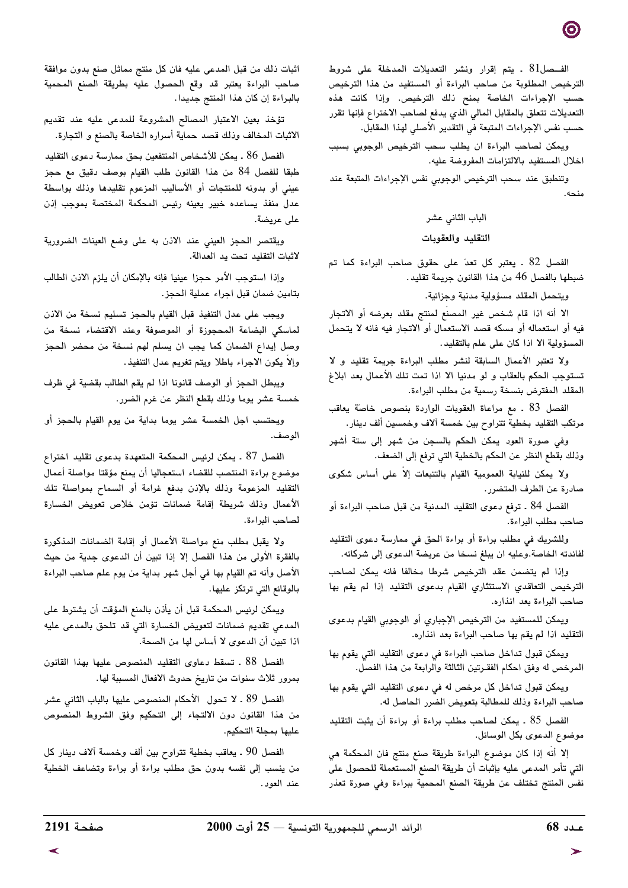الفصل81 ـ يتم إقرار ونشر التعديلات المدخلة على شروط الترخيص المطلوبة من صاحب البراءة أو المستفيد من هذا الترخيص حسب الإجراءات الخاصة بمنح ذلك الترخيص. وإذا كانت هذه التعديلات تتعلق بالمقابل المالي الذي يدفع لصاحب الاختراع فإنها تقرر حسب نفس الإجراءات المتبعة في التقدير الأصلي لهذا المقابل.

ويمكن لصاحب البراءة ان يطلب سحب الترخيص الوجوبي بسبب اخلال المستفيد بالالتزامات المفروضة عليه.

وتنطبق عند سحب الترخيص الوجوبي نفس الإجراءات المتبعة عند منحه.

## الباب الثاني عشر

## التقليد والعقوبات

الفصل 82 ـ يعتبر كل تعدّ على حقوق صاحب البراءة كما تم ضبطها بالفصل 46 من هذا القانون جريمة تقليد.

ويتحمل المقلد مسؤولية مدنية وجزائية.

الا أنه اذا قام شخص غير المصنّع لمنتج مقلد بعرضه أو الاتجار فيه أو استعماله أو مسكه قصد الاستعمال أو الاتجار فيه فانه لا يتحمل المسؤولية الا اذا كان على علم بالتقليد.

ولا تعتبر الأعمال السابقة لنشر مطلب البراءة جريمة تقليد و لا تستوجب الحكم بالعقاب و لو مدنيا الا اذا تمت تلك الأعمال بعد ابلاغ المقلد المفترض بنسخة رسمية من مطلب البراءة.

الفصل 83 ـ مع مراعاة العقوبات الواردة بنصوص خاصّة يعاقب مرتكب التقليد بخطية تتراوح بين خمسة آلاف وخمسين ألف دينار.

وفي صورة العود يمكن الحكم بالسجن من شهر إلى ستة أشهر وذلك بقطع النظر عن الحكم بالخطية التي ترفع إلى الضعف.

ولا يمكن للنيابة العمومية القيام بالتتبعات إلاّ على أساس شكوى صادرة عن الطرف المتضرر.

الفصل 84 ـ ترفع دعوى التقليد المدنية من قبل صاحب البراءة أو صاحب مطلب البراءة.

وللشريك في مطلب براءة أو براءة الحق في ممارسة دعوى التقليد لفائدته الخاصة.وعليه ان يبلغ نسخا من عريضة الدعوى إلى شركائه.

وإذا لم يتضمن عقد الترخيص شرطا مخالفا فانه يمكن لصاحب الترخيص التعاقدي الاستئثاري القيام بدعوى التقليد إذا لم يقم بها صاحب البراءة بعد انذاره.

ويمكن للمستفيد من الترخيص الإجباري أو الوجوبي القيام بدعوى التقليد اذا لم يقم بها صاحب البراءة بعد انذاره.

ويمكن قبول تداخل صاحب البراءة في دعوى التقليد التي يقوم بها المرخص له وفق احكام الفقرتين الثالثة والرابعة من هذا الفصل.

ويمكن قبول تداخل كل مرخص له في دعوى التقليد التي يقوم بها صاحب البراءة وذلك للمطالبة بتعويض الضرر الحاصل له.

الفصل 85 ـ يمكن لصاحب مطلب براءة أو براءة أن يثبت التقليد موضوع الدعوى بكل الوسائل.

إلا أنّه إذا كان موضوع البراءة طريقة صنع منتج فان المحكمة هي التي تأمر المدعى عليه بإثبات أن طريقة الصنع المستعملة للحصول على نفس المنتج تختلف عن طريقة الصنع المحمية ببراءة وفي صورة تعذر اثبات ذلك من قبل المدعى عليه فان كل منتج مماثل صنع بدون موافقة صاحب البراءة يعتبر قد وقع الحصول عليه بطريقة الصنع المحمية بالبراءة إن كان هذا المنتج جديدا.

تؤخذ بعين الاعتبار المصالح المشروعة للمدعى عليه عند تقديم الاثبات المخالف وذلك قصد حماية أسراره الخاصة بالصنع و التجارة.

الفصل 86 ـ يمكن للأشخاص المنتفعين بحق ممارسة دعوى التقليد طبقا للفصل 84 من هذا القانون طلب القيام بوصف دقيق مع حجز عيني أو بدونه للمنتجات أو الأساليب المزعوم تقليدها وذلك بواسطة عدل منفذ يساعده خبير يعينه رئيس المحكمة المختصة بموجب إذن على عريضة.

ويقتصر الحجز العيني عند الاذن به على وضع العينات الضرورية لاثبات التقليد تحت يد العدالة.

وإذا استوجب الأمر حجزا عينيا فانه بالإمكان أن يلزم الاذن الطالب بتامين ضمان قبل اجراء عملية الحجز.

ويجب على عدل التنفيذ قبل القيام بالحجز تسليم نسخة من الاذن لماسكي البضاعة المحجوزة أو الموصوفة وعند الاقتضاء نسخة من وصل إيداع الضمان كما يجب ان يسلم لهم نسخة من محضر الحجز وإلاّ يكون الاجراء باطلا ويتم تغريم عدل التنفيذ.

ويبطل الحجز أو الوصف قانونا اذا لم يقم الطالب بقضية في ظرف خمسة عشر يوما وذلك بقطع النظر عن غرم الضرر.

ويحتسب اجل الخمسة عشر يوما بداية من يوم القيام بالحجز أو الوصف.

الفصل 87 ـ يمكن لرئيس المحكمة المتعهدة بدعوى تقليد اختراع موضوع براءة المنتصب للقضاء استعجاليا أن يمنع مؤقتا مواصلة أعمال التقليد المزعومة وذلك بالإذن بدفع غرامة أو السماح بمواصلة تلك الأعمال وذلك شريطة إقامة ضمانات تؤمن خلاص تعويض الخسارة لصاحب البراءة.

ولا يقبل مطلب منع مواصلة الأعمال أو إقامة الضمانات المذكورة بالفقرة الأولى من هذا الفصل إلا إذا تبين أن الدعوى جدية من حيث الأصل وأنه تم القيام بها في أجل شهر بداية من يوم علم صاحب البراءة بالوقائع التي ترتكز عليها.

ويمكن لرئيس المحكمة قبل أن يأذن بالمنع المؤقت أن يشترط على المدعي تقديم ضمانات لتعويض الخسارة التي قد تلحق بالمدعى عليه اذا تبين أن الدعوى لا أساس لها من الصحة.

الفصل 88 ـ تسقط دعاوى التقليد المنصوص عليها بهذا القانون بمرور ثلاث سنوات من تاريخ حدوث الافعال المسببة لها.

الفصل 89 ـ لا تحول الأحكام المنصوص عليها بالباب الثاني عشر من هذا القانون دون الالتجاء إلى التحكيم وفق الشروط المنصوص عليها بمجلة التحكيم.

الفصل 90 ـ يعاقب بخطية تتراوح بين ألف وخمسة آلاف دينار كل من ينسب إلى نفسه بدون حق مطلب براءة أو براءة وتضاعف الخطية عند العود.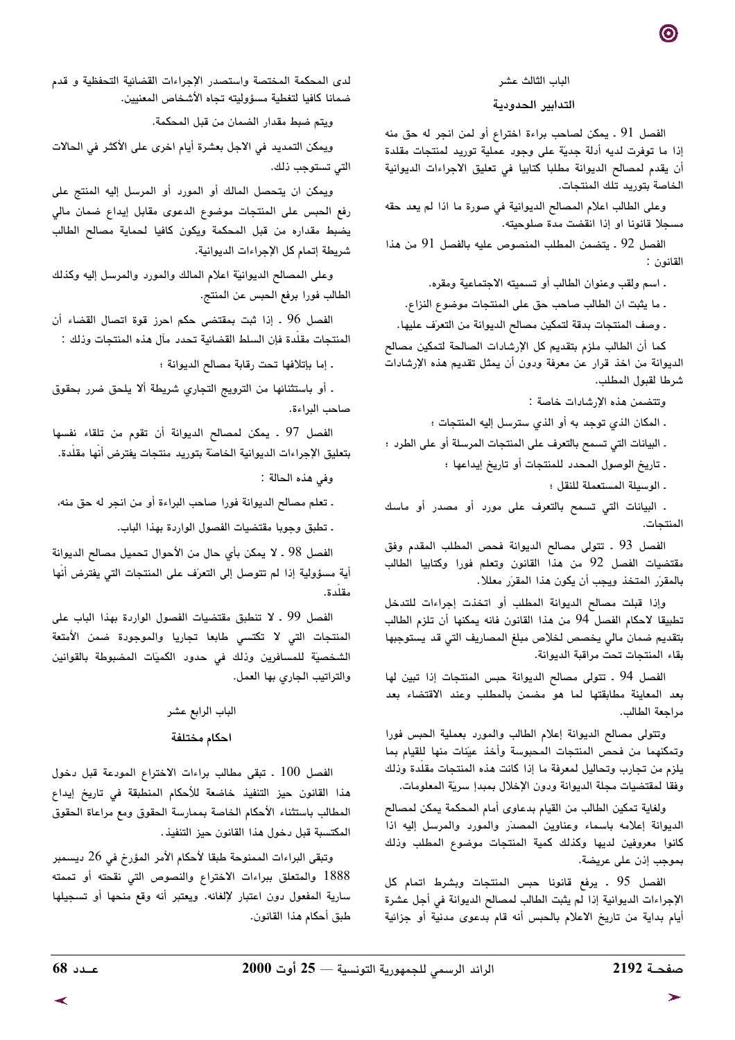## الباب الثالث عشر

### التدابير الحدودية

الفصل 91 ـ يمكن لصاحب براءة اختراع أو لمن انجر له حق منه إذا ما توفرت لديه أدلة جديّة على وجود عملية توريد لمنتجات مقلدة أن يقدم لمصالح الديوانة مطلبا كتابيا في تعليق الاجراءات الديوانية الخاصة بتوريد تلك المنتجات.

وعلى الطالب اعلام المصالح الديوانية في صورة ما اذا لم يعد حقه مسجلا قانونا او إذا انقضت مدة صلوحيته.

الفصل 92 ـ يتضمن المطلب المنصوص عليه بالفصل 91 من هذا القانون :

- اسم ولقب وعنوان الطالب أو تسميته الاجتماعية ومقره،
- ما يثبت ان الطالب صاحب حق على المنتجات موضوع النزاع،
- وصف المنتجات بدقة لتمكين مصالح الديوانة من التعرف عليها.

كما أن الطالب ملزم بتقديم كل الإرشادات الصالحة لتمكين مصالح الديوانة من اخذ قرار عن معرفة ودون أن يمثل تقديم هذه الإرشادات شرطا لقبول المطلب.

وتتضمن هذه الإرشادات خاصة :

- المكان الذي توجد به أو الذي سترسل إليه المنتجات ؛
- البيانات التي تسمح بالتعرف على المنتجات المرسلة أو على الطرد ؛
- تاريخ الوصول المحدد للمنتجات أو تاريخ إيداعها ؛
- الوسيلة المستعملة للنقل ؛
- البيانات التي تسمح بالتعرف على مورد أو مصدر أو ماسك المنتجات.

الفصل 93 ـ تتولى مصالح الديوانة فحص المطلب المقدم وفق مقتضيات الفصل 92 من هذا القانون وتعلم فورا وكتابيا الطالب بالمقرّر المتخذ ويجب أن يكون هذا المقرّر معللا.

وإذا قبلت مصالح الديوانة المطلب أو اتخذت إجراءات للتدخل تطبيقا لاحكام الفصل 94 من هذا القانون فانه يمكنها أن تلزم الطالب بتقديم ضمان مالي يخصص لخلاص مبلغ المصاريف التي قد يستوجبها بقاء المنتجات تحت مراقبة الديوانة.

الفصل 94 ـ تتولى مصالح الديوانة حبس المنتجات إذا تبين لها بعد المعاينة مطابقتها لما هو مضمن بالمطلب وعند الاقتضاء بعد مراجعة الطالب.

وتتولى مصالح الديوانة إعلام الطالب والمورد بعملية الحبس فورا وتمكنهما من فحص المنتجات المحبوسة وأخذ عيّنات منها للقيام بما يلزم من تجارب وتحاليل لمعرفة ما إذا كانت هذه المنتجات مقلّدة وذلك وفقا لمقتضيات مجلة الديوانة ودون الإخلال بمبدإ سريّة المعلومات.

ولغاية تمكين الطالب من القيام بدعاوى أمام المحكمة يمكن لمصالح الديوانة إعلامه باسماء وعناوين المصدّر والمورد والمرسل إليه اذا كانوا معروفين لديها وكذلك كمية المنتجات موضوع المطلب وذلك بموجب إذن على عريضة.

الفصل 95 ـ يرفع قانونا حبس المنتجات وبشرط اتمام كل الإجراءات الديوانية إذا لم يثبت الطالب لمصالح الديوانة في أجل عشرة أيام بداية من تاريخ الاعلام بالحبس أنه قام بدعوى مدنية أو جزائية لدى المحكمة المختصة واستصدر الإجراءات القضائية التحفظية و قدم ضمانا كافيا لتغطية مسؤوليته تجاه الأشخاص المعنيين.

ويتم ضبط مقدار الضمان من قبل المحكمة.

ويمكن التمديد في الاجل بعشرة أيام اخرى على الأكثر في الحالات التي تستوجب ذلك.

ويمكن ان يتحصل المالك أو المورد أو المرسل إليه المنتج على رفع الحبس على المنتجات موضوع الدعوى مقابل إيداع ضمان مالي يضبط مقداره من قبل المحكمة ويكون كافيا لحماية مصالح الطالب شريطة إتمام كل الإجراءات الديوانية.

وعلى المصالح الديوانيّة اعلام المالك والمورد والمرسل إليه وكذلك الطالب فورا برفع الحبس عن المنتج.

الفصل 96 ـ إذا ثبت بمقتضى حكم احرز قوة اتصال القضاء أن المنتجات مقلّدة فإن السلط القضائية تحدد مآل هذه المنتجات وذلك :

- إما بإتلافها تحت رقابة مصالح الديوانة ؛
- أو باستثنائها من الترويج التجاري شريطة ألا يلحق ضرر بحقوق صاحب البراءة.

الفصل 97 ـ يمكن لمصالح الديوانة أن تقوم من تلقاء نفسها بتعليق الإجراءات الديوانية الخاصّة بتوريد منتجات يفترض أنّها مقلّدة.

وفي هذه الحالة :

- تعلم مصالح الديوانة فورا صاحب البراءة أو من انجر له حق منه،
- تطبق وجوبا مقتضيات الفصول الواردة بهذا الباب.

الفصل 98 ـ لا يمكن بأي حال من الأحوال تحميل مصالح الديوانة أية مسؤولية إذا لم تتوصل إلى التعرّف على المنتجات التي يفترض أنّها مقلّدة.

الفصل 99 ـ لا تنطبق مقتضيات الفصول الواردة بهذا الباب على المنتجات التي لا تكتسي طابعا تجاريا والموجودة ضمن الأمتعة الشخصيّة للمسافرين وذلك في حدود الكميّات المضبوطة بالقوانين والتراتيب الجاري بها العمل.

## الباب الرابع عشر

### احكام مختلفة

الفصل 100 ـ تبقى مطالب براءات الاختراع المودعة قبل دخول هذا القانون حيز التنفيذ خاضعة للأحكام المنطبقة في تاريخ إيداع المطالب باستثناء الأحكام الخاصة بممارسة الحقوق ومع مراعاة الحقوق المكتسبة قبل دخول هذا القانون حيز التنفيذ.

وتبقى البراءات الممنوحة طبقا لأحكام الأمر المؤرخ في 26 ديسمبر 1888 والمتعلق ببراءات الاختراع والنصوص التي نقحته أو تممته سارية المفعول دون اعتبار لإلغائه. ويعتبر أنه وقع منحها أو تسجيلها طبق أحكام هذا القانون.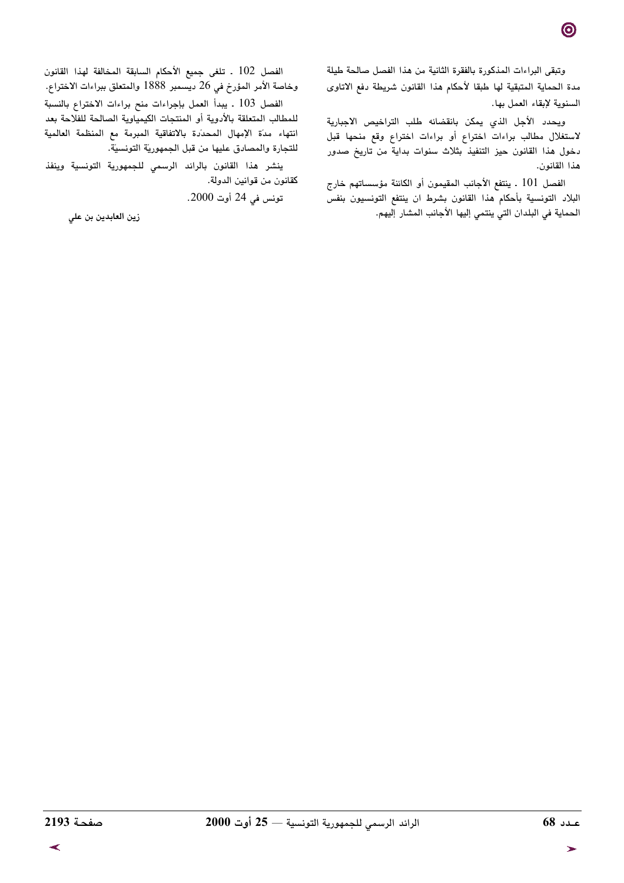وتبقى البراءات المذكورة بالفقرة الثانية من هذا الفصل صالحة طيلة مدة الحماية المتبقية لها طبقا لأحكام هذا القانون شريطة دفع الاتاوى السنوية لإبقاء العمل بها.

ويحدد الأجل الذي يمكن بانقضائه طلب التراخيص الاجبارية لاستغلال مطالب براءات اختراع أو براءات اختراع وقع منحها قبل دخول هذا القانون حيز التنفيذ بثلاث سنوات بداية من تاريخ صدور هذا القانون.

الفصل 101 ـ ينتفع الأجانب المقيمون أو الكائنة مؤسساتهم خارج البلاد التونسية بأحكام هذا القانون بشرط ان ينتفع التونسيون بنفس الحماية في البلدان التي ينتمي إليها الأجانب المشار إليهم.

الفصل 102 ـ تلغى جميع الأحكام السابقة المخالفة لهذا القانون وخاصة الأمر المؤرخ في 26 ديسمبر 1888 والمتعلق ببراءات الاختراع.

الفصل 103 ـ يبدأ العمل بإجراءات منح براءات الاختراع بالنسبة للمطالب المتعلقة بالأدوية أو المنتجات الكيمياوية الصالحة للفلاحة بعد انتهاء مدّة الإمهال المحدّدة بالاتفاقية المبرمة مع المنظمة العالمية للتجارة والمصادق عليها من قبل الجمهوريّة التونسيّة.

ينشر هذا القانون بالرائد الرسمي للجمهورية التونسية وينفذ كقانون من قوانين الدولة.

تونس في 24 أوت 2000.

**زين العابدين بن علي**